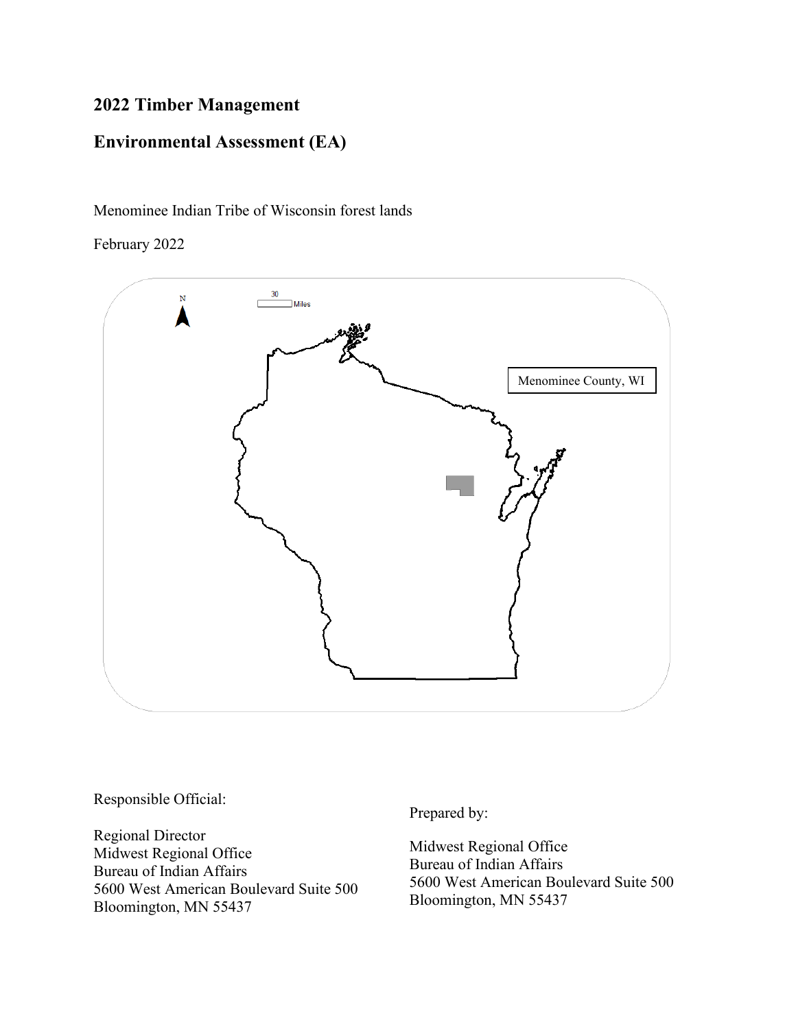# 2022 Timber Management

# Environmental Assessment (EA)

Menominee Indian Tribe of Wisconsin forest lands

February 2022

N

30 Miles

Menominee County, WI

Responsible Official:

Regional Director
Midwest Regional Office
Bureau of Indian Affairs
5600 West American Boulevard Suite 500
Bloomington, MN 55437

Prepared by:

Midwest Regional Office
Bureau of Indian Affairs
5600 West American Boulevard Suite 500
Bloomington, MN 55437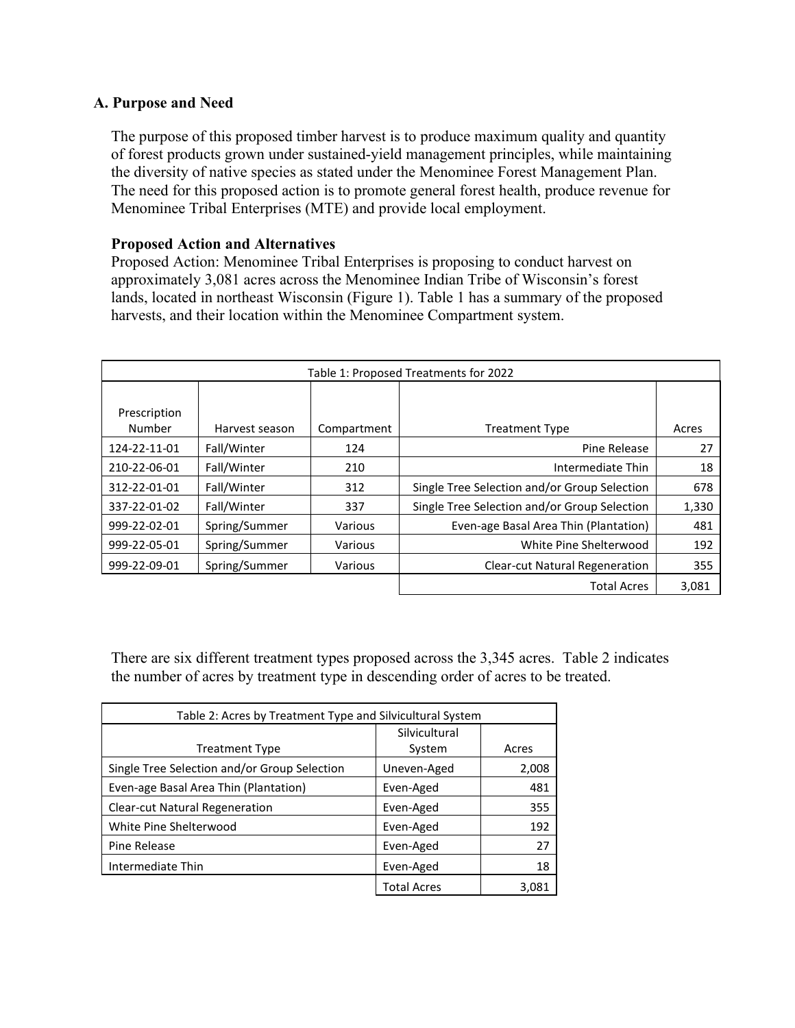## A. Purpose and Need

The purpose of this proposed timber harvest is to produce maximum quality and quantity of forest products grown under sustained-yield management principles, while maintaining the diversity of native species as stated under the Menominee Forest Management Plan. The need for this proposed action is to promote general forest health, produce revenue for Menominee Tribal Enterprises (MTE) and provide local employment.

### Proposed Action and Alternatives

Proposed Action: Menominee Tribal Enterprises is proposing to conduct harvest on approximately 3,081 acres across the Menominee Indian Tribe of Wisconsin's forest lands, located in northeast Wisconsin (Figure 1). Table 1 has a summary of the proposed harvests, and their location within the Menominee Compartment system.

Table 1: Proposed Treatments for 2022

| Prescription Number | Harvest season | Compartment | Treatment Type | Acres |
|---|---|---|---|---|
| 124-22-11-01 | Fall/Winter | 124 | Pine Release | 27 |
| 210-22-06-01 | Fall/Winter | 210 | Intermediate Thin | 18 |
| 312-22-01-01 | Fall/Winter | 312 | Single Tree Selection and/or Group Selection | 678 |
| 337-22-01-02 | Fall/Winter | 337 | Single Tree Selection and/or Group Selection | 1,330 |
| 999-22-02-01 | Spring/Summer | Various | Even-age Basal Area Thin (Plantation) | 481 |
| 999-22-05-01 | Spring/Summer | Various | White Pine Shelterwood | 192 |
| 999-22-09-01 | Spring/Summer | Various | Clear-cut Natural Regeneration | 355 |
| | | | Total Acres | 3,081 |

There are six different treatment types proposed across the 3,345 acres. Table 2 indicates the number of acres by treatment type in descending order of acres to be treated.

Table 2: Acres by Treatment Type and Silvicultural System

| Treatment Type | Silvicultural System | Acres |
|---|---|---|
| Single Tree Selection and/or Group Selection | Uneven-Aged | 2,008 |
| Even-age Basal Area Thin (Plantation) | Even-Aged | 481 |
| Clear-cut Natural Regeneration | Even-Aged | 355 |
| White Pine Shelterwood | Even-Aged | 192 |
| Pine Release | Even-Aged | 27 |
| Intermediate Thin | Even-Aged | 18 |
| | Total Acres | 3,081 |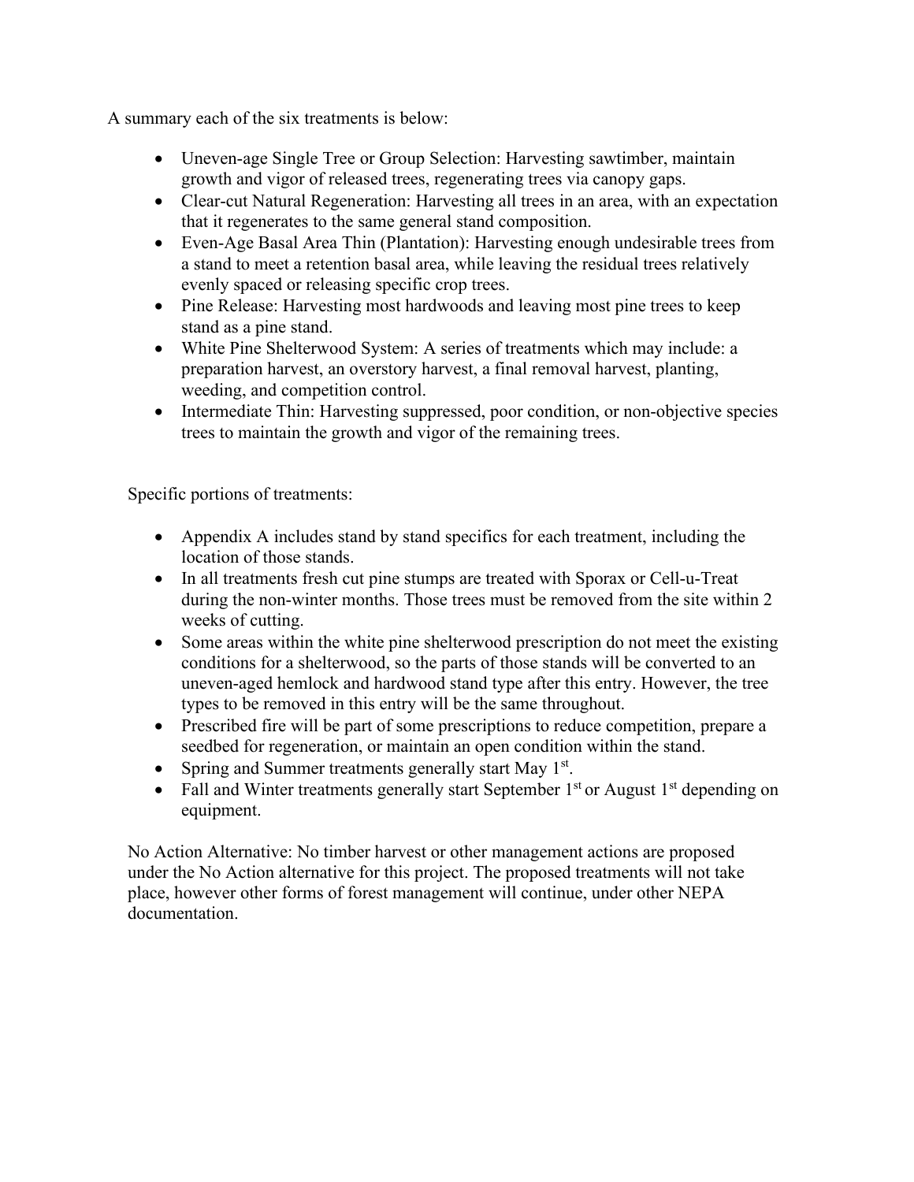A summary each of the six treatments is below:

- Uneven-age Single Tree or Group Selection: Harvesting sawtimber, maintain growth and vigor of released trees, regenerating trees via canopy gaps.
- Clear-cut Natural Regeneration: Harvesting all trees in an area, with an expectation that it regenerates to the same general stand composition.
- Even-Age Basal Area Thin (Plantation): Harvesting enough undesirable trees from a stand to meet a retention basal area, while leaving the residual trees relatively evenly spaced or releasing specific crop trees.
- Pine Release: Harvesting most hardwoods and leaving most pine trees to keep stand as a pine stand.
- White Pine Shelterwood System: A series of treatments which may include: a preparation harvest, an overstory harvest, a final removal harvest, planting, weeding, and competition control.
- Intermediate Thin: Harvesting suppressed, poor condition, or non-objective species trees to maintain the growth and vigor of the remaining trees.

Specific portions of treatments:

- Appendix A includes stand by stand specifics for each treatment, including the location of those stands.
- In all treatments fresh cut pine stumps are treated with Sporax or Cell-u-Treat during the non-winter months. Those trees must be removed from the site within 2 weeks of cutting.
- Some areas within the white pine shelterwood prescription do not meet the existing conditions for a shelterwood, so the parts of those stands will be converted to an uneven-aged hemlock and hardwood stand type after this entry. However, the tree types to be removed in this entry will be the same throughout.
- Prescribed fire will be part of some prescriptions to reduce competition, prepare a seedbed for regeneration, or maintain an open condition within the stand.
- Spring and Summer treatments generally start May 1st.
- Fall and Winter treatments generally start September 1st or August 1st depending on equipment.

No Action Alternative: No timber harvest or other management actions are proposed under the No Action alternative for this project. The proposed treatments will not take place, however other forms of forest management will continue, under other NEPA documentation.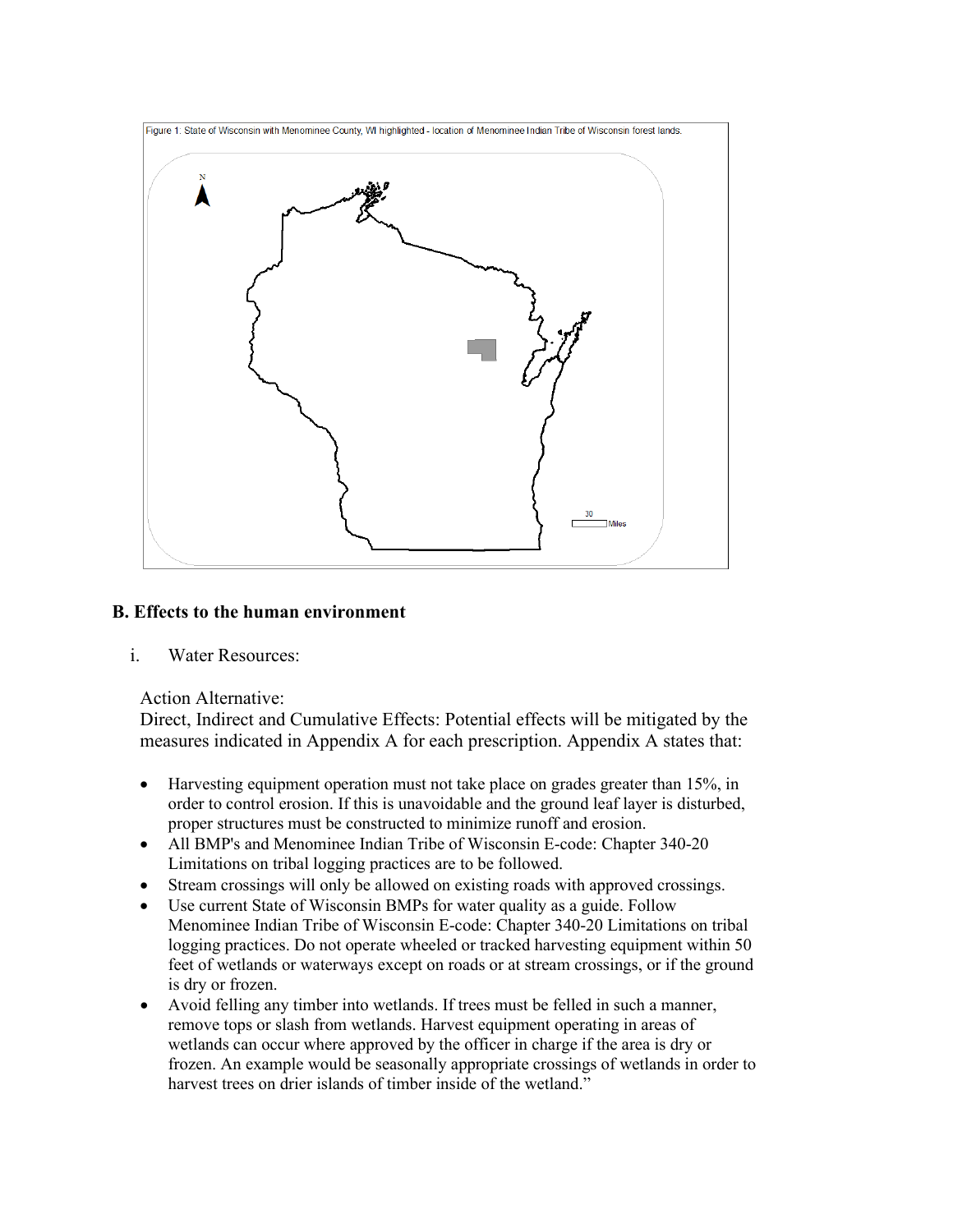Figure 1: State of Wisconsin with Menominee County, WI highlighted - location of Menominee Indian Tribe of Wisconsin forest lands.

### B. Effects to the human environment

i. Water Resources:

Action Alternative:
Direct, Indirect and Cumulative Effects: Potential effects will be mitigated by the measures indicated in Appendix A for each prescription. Appendix A states that:

- Harvesting equipment operation must not take place on grades greater than 15%, in order to control erosion. If this is unavoidable and the ground leaf layer is disturbed, proper structures must be constructed to minimize runoff and erosion.
- All BMP's and Menominee Indian Tribe of Wisconsin E-code: Chapter 340-20 Limitations on tribal logging practices are to be followed.
- Stream crossings will only be allowed on existing roads with approved crossings.
- Use current State of Wisconsin BMPs for water quality as a guide. Follow Menominee Indian Tribe of Wisconsin E-code: Chapter 340-20 Limitations on tribal logging practices. Do not operate wheeled or tracked harvesting equipment within 50 feet of wetlands or waterways except on roads or at stream crossings, or if the ground is dry or frozen.
- Avoid felling any timber into wetlands. If trees must be felled in such a manner, remove tops or slash from wetlands. Harvest equipment operating in areas of wetlands can occur where approved by the officer in charge if the area is dry or frozen. An example would be seasonally appropriate crossings of wetlands in order to harvest trees on drier islands of timber inside of the wetland."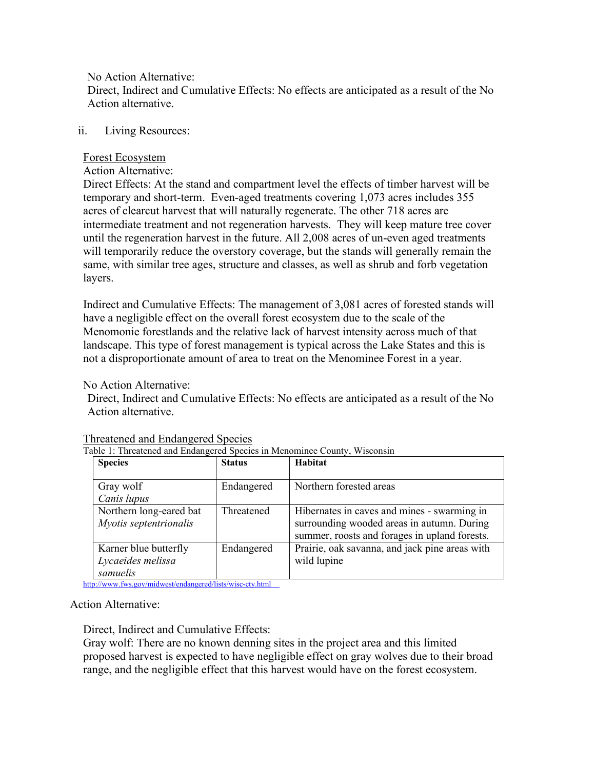No Action Alternative:
Direct, Indirect and Cumulative Effects: No effects are anticipated as a result of the No Action alternative.

ii. Living Resources:

Forest Ecosystem

Action Alternative:

Direct Effects: At the stand and compartment level the effects of timber harvest will be temporary and short-term. Even-aged treatments covering 1,073 acres includes 355 acres of clearcut harvest that will naturally regenerate. The other 718 acres are intermediate treatment and not regeneration harvests. They will keep mature tree cover until the regeneration harvest in the future. All 2,008 acres of un-even aged treatments will temporarily reduce the overstory coverage, but the stands will generally remain the same, with similar tree ages, structure and classes, as well as shrub and forb vegetation layers.

Indirect and Cumulative Effects: The management of 3,081 acres of forested stands will have a negligible effect on the overall forest ecosystem due to the scale of the Menomonie forestlands and the relative lack of harvest intensity across much of that landscape. This type of forest management is typical across the Lake States and this is not a disproportionate amount of area to treat on the Menominee Forest in a year.

No Action Alternative:
Direct, Indirect and Cumulative Effects: No effects are anticipated as a result of the No Action alternative.

Threatened and Endangered Species

Table 1: Threatened and Endangered Species in Menominee County, Wisconsin

| **Species** | **Status** | **Habitat** |
|---|---|---|
| Gray wolf *Canis lupus* | Endangered | Northern forested areas |
| Northern long-eared bat *Myotis septentrionalis* | Threatened | Hibernates in caves and mines - swarming in surrounding wooded areas in autumn. During summer, roosts and forages in upland forests. |
| Karner blue butterfly *Lycaeides melissa samuelis* | Endangered | Prairie, oak savanna, and jack pine areas with wild lupine |

http://www.fws.gov/midwest/endangered/lists/wisc-cty.html

Action Alternative:

Direct, Indirect and Cumulative Effects:
Gray wolf: There are no known denning sites in the project area and this limited proposed harvest is expected to have negligible effect on gray wolves due to their broad range, and the negligible effect that this harvest would have on the forest ecosystem.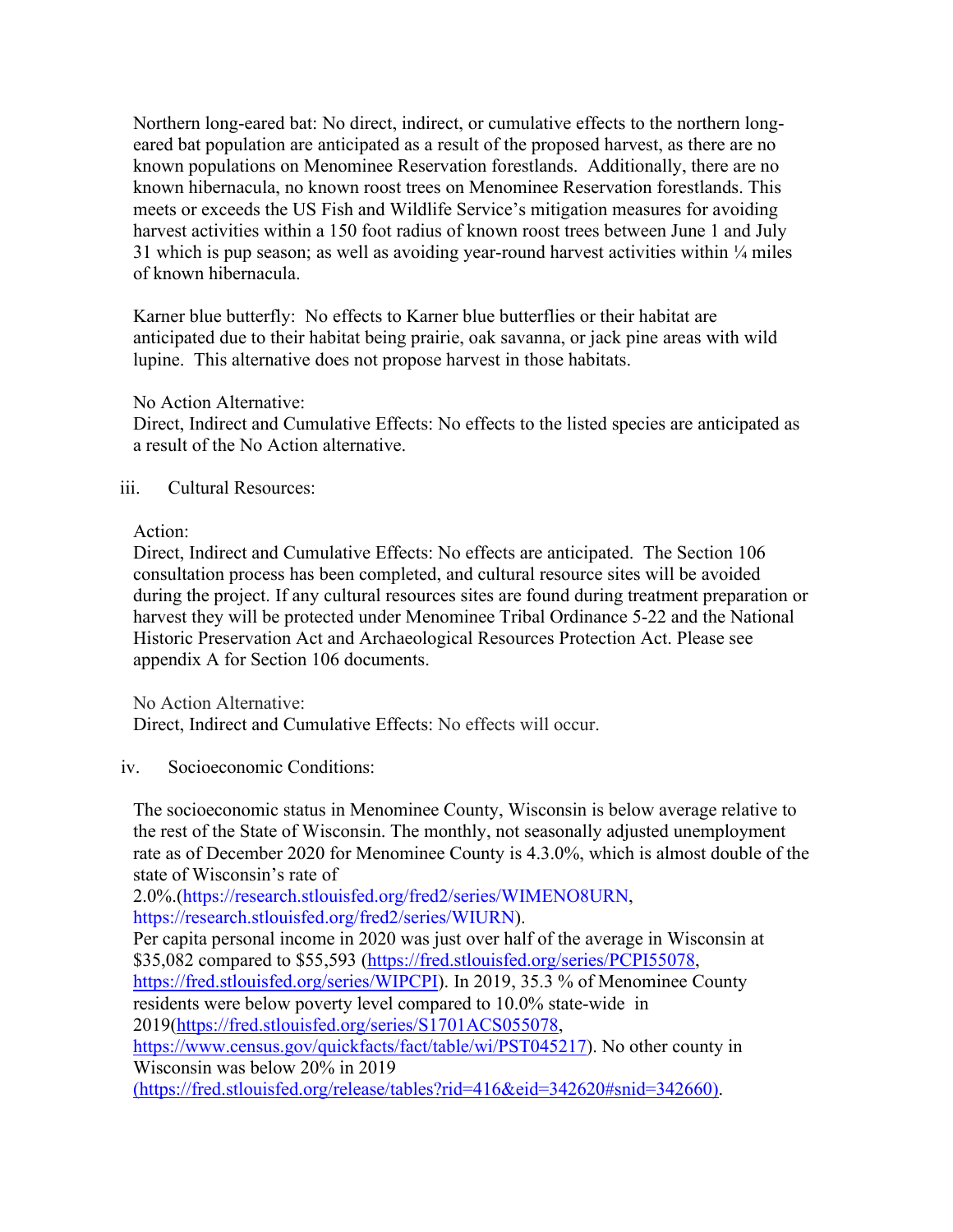Northern long-eared bat: No direct, indirect, or cumulative effects to the northern long-eared bat population are anticipated as a result of the proposed harvest, as there are no known populations on Menominee Reservation forestlands. Additionally, there are no known hibernacula, no known roost trees on Menominee Reservation forestlands. This meets or exceeds the US Fish and Wildlife Service's mitigation measures for avoiding harvest activities within a 150 foot radius of known roost trees between June 1 and July 31 which is pup season; as well as avoiding year-round harvest activities within ¼ miles of known hibernacula.

Karner blue butterfly: No effects to Karner blue butterflies or their habitat are anticipated due to their habitat being prairie, oak savanna, or jack pine areas with wild lupine. This alternative does not propose harvest in those habitats.

No Action Alternative:
Direct, Indirect and Cumulative Effects: No effects to the listed species are anticipated as a result of the No Action alternative.

iii. Cultural Resources:

Action:
Direct, Indirect and Cumulative Effects: No effects are anticipated. The Section 106 consultation process has been completed, and cultural resource sites will be avoided during the project. If any cultural resources sites are found during treatment preparation or harvest they will be protected under Menominee Tribal Ordinance 5-22 and the National Historic Preservation Act and Archaeological Resources Protection Act. Please see appendix A for Section 106 documents.

No Action Alternative:
Direct, Indirect and Cumulative Effects: No effects will occur.

iv. Socioeconomic Conditions:

The socioeconomic status in Menominee County, Wisconsin is below average relative to the rest of the State of Wisconsin. The monthly, not seasonally adjusted unemployment rate as of December 2020 for Menominee County is 4.3.0%, which is almost double of the state of Wisconsin's rate of 2.0%.(https://research.stlouisfed.org/fred2/series/WIMENO8URN, https://research.stlouisfed.org/fred2/series/WIURN).
Per capita personal income in 2020 was just over half of the average in Wisconsin at $35,082 compared to $55,593 (https://fred.stlouisfed.org/series/PCPI55078, https://fred.stlouisfed.org/series/WIPCPI). In 2019, 35.3 % of Menominee County residents were below poverty level compared to 10.0% state-wide in 2019(https://fred.stlouisfed.org/series/S1701ACS055078, https://www.census.gov/quickfacts/fact/table/wi/PST045217). No other county in Wisconsin was below 20% in 2019 (https://fred.stlouisfed.org/release/tables?rid=416&eid=342620#snid=342660).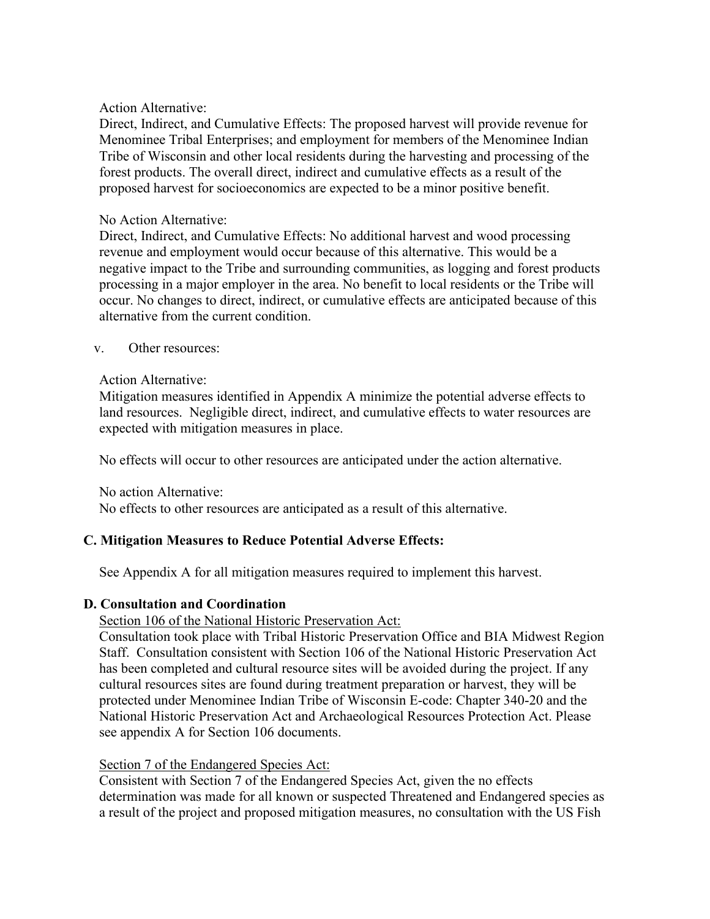Action Alternative:

Direct, Indirect, and Cumulative Effects: The proposed harvest will provide revenue for Menominee Tribal Enterprises; and employment for members of the Menominee Indian Tribe of Wisconsin and other local residents during the harvesting and processing of the forest products. The overall direct, indirect and cumulative effects as a result of the proposed harvest for socioeconomics are expected to be a minor positive benefit.

No Action Alternative:

Direct, Indirect, and Cumulative Effects: No additional harvest and wood processing revenue and employment would occur because of this alternative. This would be a negative impact to the Tribe and surrounding communities, as logging and forest products processing in a major employer in the area. No benefit to local residents or the Tribe will occur. No changes to direct, indirect, or cumulative effects are anticipated because of this alternative from the current condition.

v. Other resources:

Action Alternative:

Mitigation measures identified in Appendix A minimize the potential adverse effects to land resources. Negligible direct, indirect, and cumulative effects to water resources are expected with mitigation measures in place.

No effects will occur to other resources are anticipated under the action alternative.

No action Alternative:

No effects to other resources are anticipated as a result of this alternative.

### C. Mitigation Measures to Reduce Potential Adverse Effects:

See Appendix A for all mitigation measures required to implement this harvest.

### D. Consultation and Coordination

Section 106 of the National Historic Preservation Act:

Consultation took place with Tribal Historic Preservation Office and BIA Midwest Region Staff. Consultation consistent with Section 106 of the National Historic Preservation Act has been completed and cultural resource sites will be avoided during the project. If any cultural resources sites are found during treatment preparation or harvest, they will be protected under Menominee Indian Tribe of Wisconsin E-code: Chapter 340-20 and the National Historic Preservation Act and Archaeological Resources Protection Act. Please see appendix A for Section 106 documents.

Section 7 of the Endangered Species Act:

Consistent with Section 7 of the Endangered Species Act, given the no effects determination was made for all known or suspected Threatened and Endangered species as a result of the project and proposed mitigation measures, no consultation with the US Fish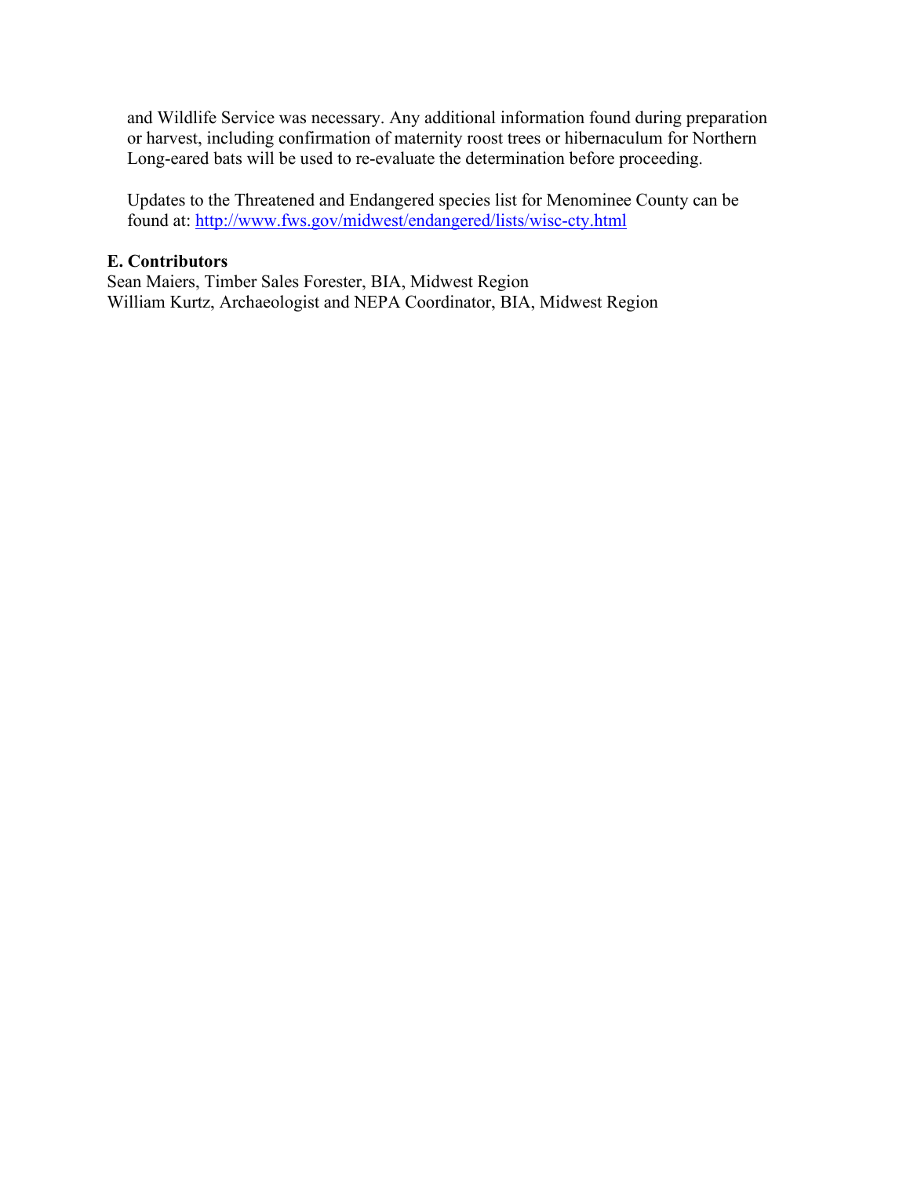and Wildlife Service was necessary. Any additional information found during preparation or harvest, including confirmation of maternity roost trees or hibernaculum for Northern Long-eared bats will be used to re-evaluate the determination before proceeding.

Updates to the Threatened and Endangered species list for Menominee County can be found at: [http://www.fws.gov/midwest/endangered/lists/wisc-cty.html](http://www.fws.gov/midwest/endangered/lists/wisc-cty.html)

**E. Contributors**

Sean Maiers, Timber Sales Forester, BIA, Midwest Region
William Kurtz, Archaeologist and NEPA Coordinator, BIA, Midwest Region